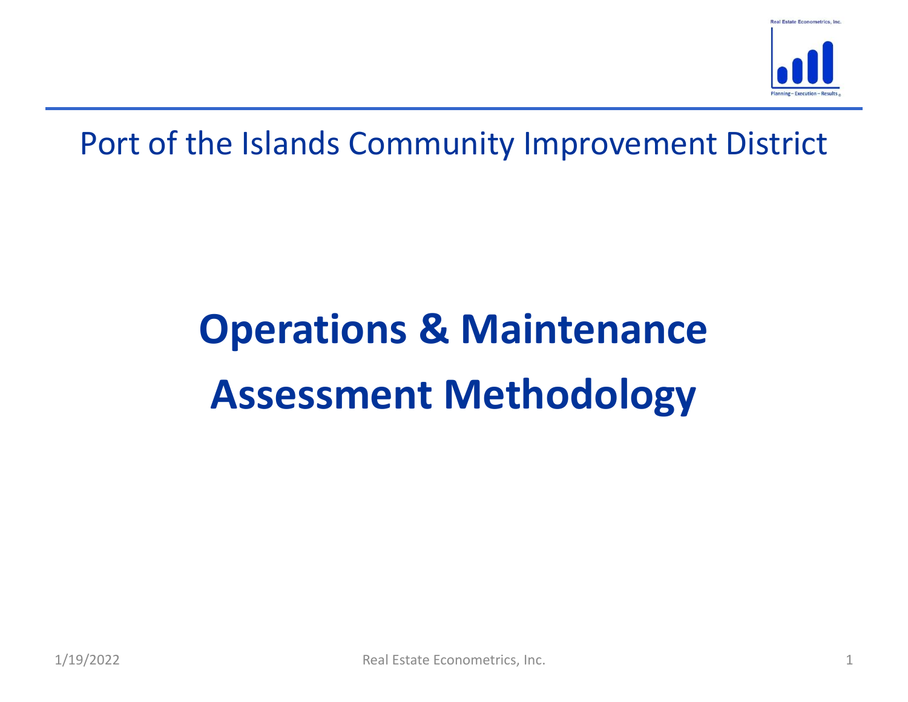Port of the Islands Community Improvement District

# Operations & Maintenance Assessment Methodology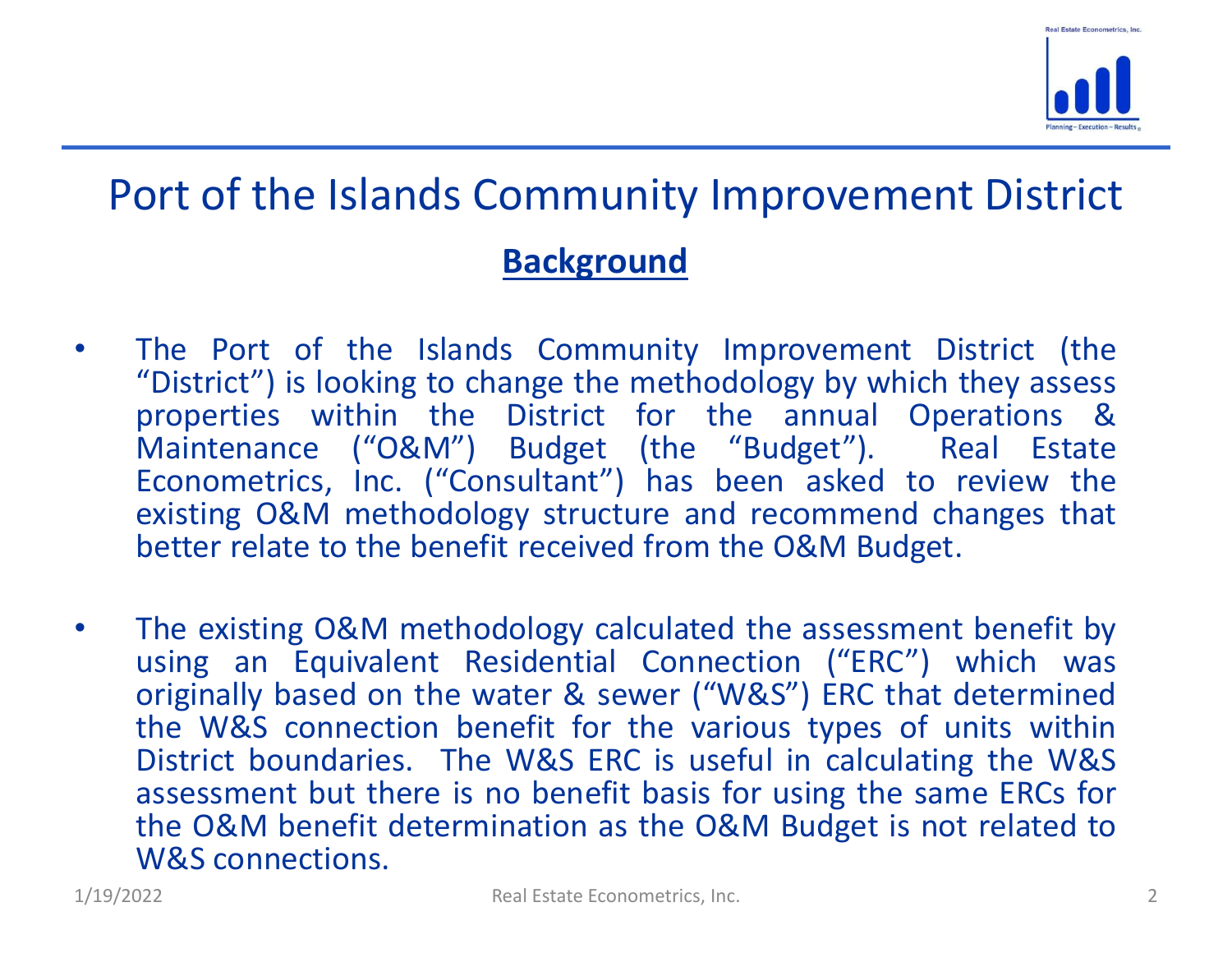# Port of the Islands Community Improvement District

## Background

- The Port of the Islands Community Improvement District (the "District") is looking to change the methodology by which they assess properties within the District for the annual Operations & Maintenance ("O&M") Budget (the "Budget"). Real Estate Econometrics, Inc. ("Consultant") has been asked to review the existing O&M methodology structure and recommend changes that better relate to the benefit received from the O&M Budget.

- The existing O&M methodology calculated the assessment benefit by using an Equivalent Residential Connection ("ERC") which was originally based on the water & sewer ("W&S") ERC that determined the W&S connection benefit for the various types of units within District boundaries. The W&S ERC is useful in calculating the W&S assessment but there is no benefit basis for using the same ERCs for the O&M benefit determination as the O&M Budget is not related to W&S connections.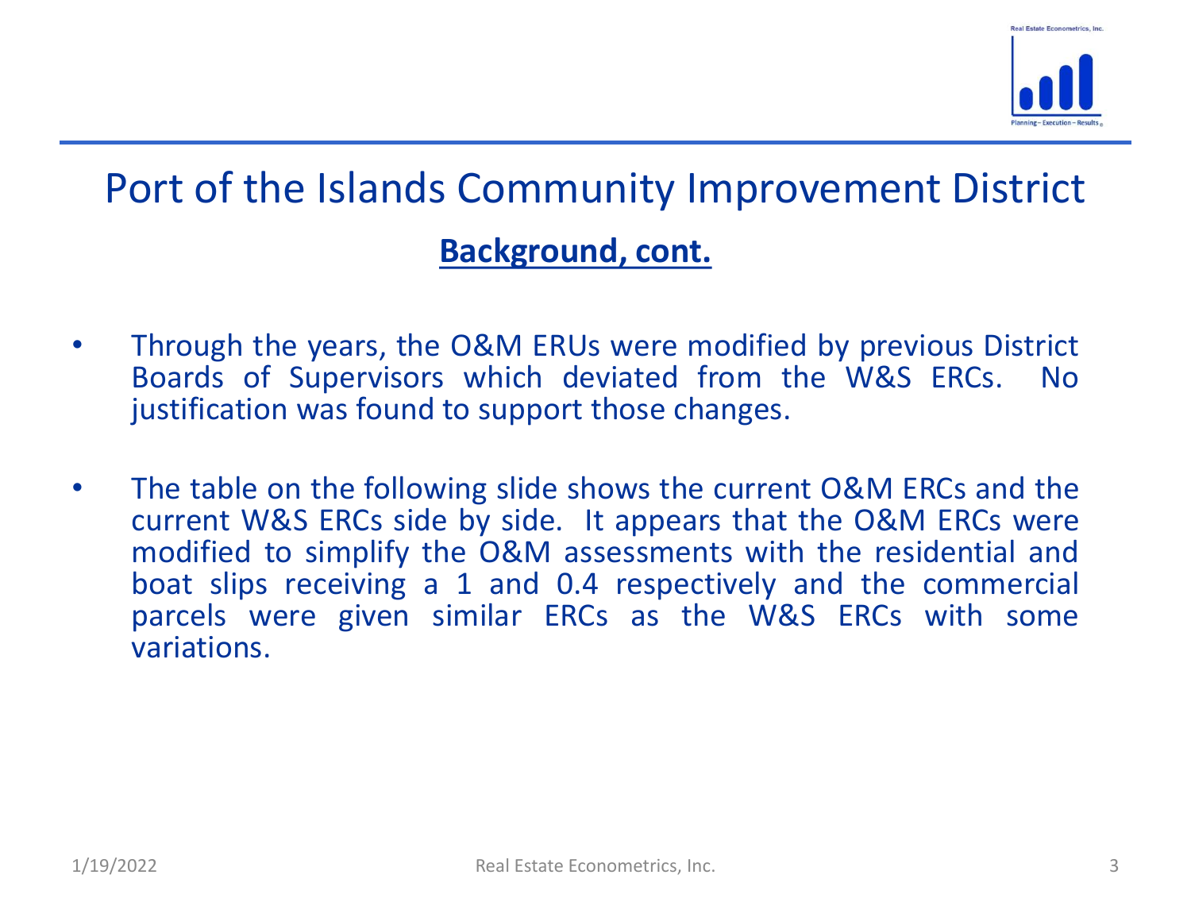# Port of the Islands Community Improvement District

## **Background, cont.**

- Through the years, the O&M ERUs were modified by previous District Boards of Supervisors which deviated from the W&S ERCs. No justification was found to support those changes.

- The table on the following slide shows the current O&M ERCs and the current W&S ERCs side by side. It appears that the O&M ERCs were modified to simplify the O&M assessments with the residential and boat slips receiving a 1 and 0.4 respectively and the commercial parcels were given similar ERCs as the W&S ERCs with some variations.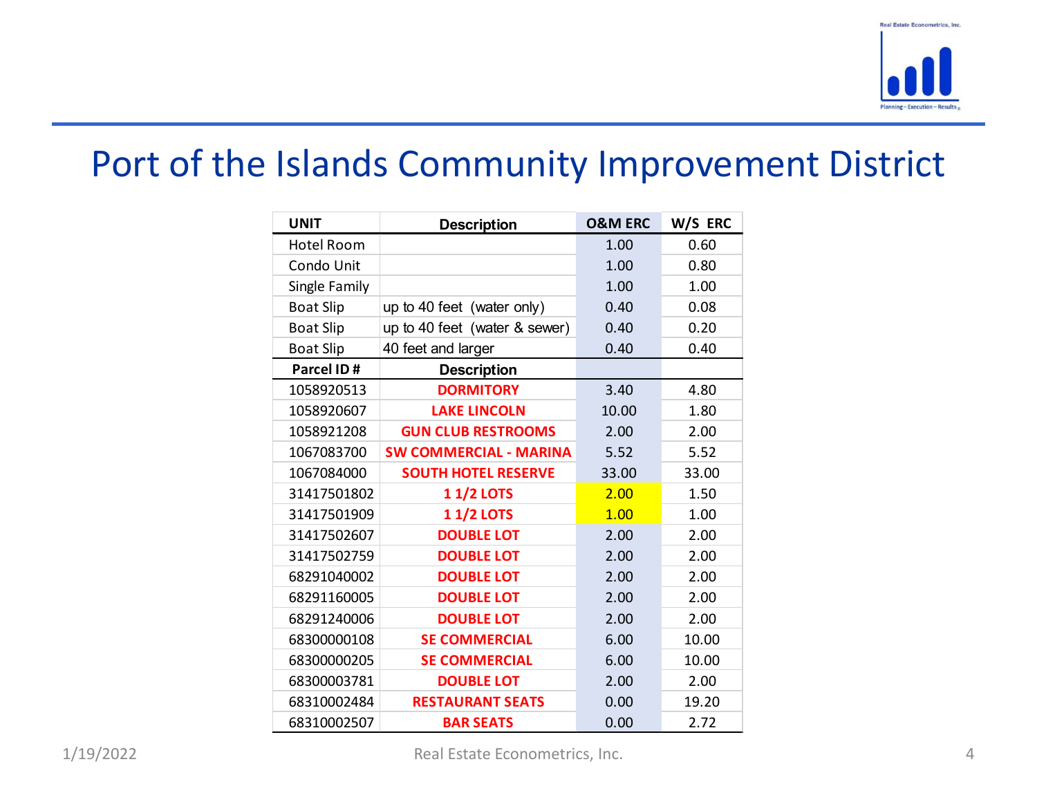# Port of the Islands Community Improvement District

| UNIT | Description | O&M ERC | W/S ERC |
|---|---|---|---|
| Hotel Room | | 1.00 | 0.60 |
| Condo Unit | | 1.00 | 0.80 |
| Single Family | | 1.00 | 1.00 |
| Boat Slip | up to 40 feet (water only) | 0.40 | 0.08 |
| Boat Slip | up to 40 feet (water & sewer) | 0.40 | 0.20 |
| Boat Slip | 40 feet and larger | 0.40 | 0.40 |
| **Parcel ID #** | **Description** | | |
| 1058920513 | **DORMITORY** | 3.40 | 4.80 |
| 1058920607 | **LAKE LINCOLN** | 10.00 | 1.80 |
| 1058921208 | **GUN CLUB RESTROOMS** | 2.00 | 2.00 |
| 1067083700 | **SW COMMERCIAL - MARINA** | 5.52 | 5.52 |
| 1067084000 | **SOUTH HOTEL RESERVE** | 33.00 | 33.00 |
| 31417501802 | **1 1/2 LOTS** | 2.00 | 1.50 |
| 31417501909 | **1 1/2 LOTS** | 1.00 | 1.00 |
| 31417502607 | **DOUBLE LOT** | 2.00 | 2.00 |
| 31417502759 | **DOUBLE LOT** | 2.00 | 2.00 |
| 68291040002 | **DOUBLE LOT** | 2.00 | 2.00 |
| 68291160005 | **DOUBLE LOT** | 2.00 | 2.00 |
| 68291240006 | **DOUBLE LOT** | 2.00 | 2.00 |
| 68300000108 | **SE COMMERCIAL** | 6.00 | 10.00 |
| 68300000205 | **SE COMMERCIAL** | 6.00 | 10.00 |
| 68300003781 | **DOUBLE LOT** | 2.00 | 2.00 |
| 68310002484 | **RESTAURANT SEATS** | 0.00 | 19.20 |
| 68310002507 | **BAR SEATS** | 0.00 | 2.72 |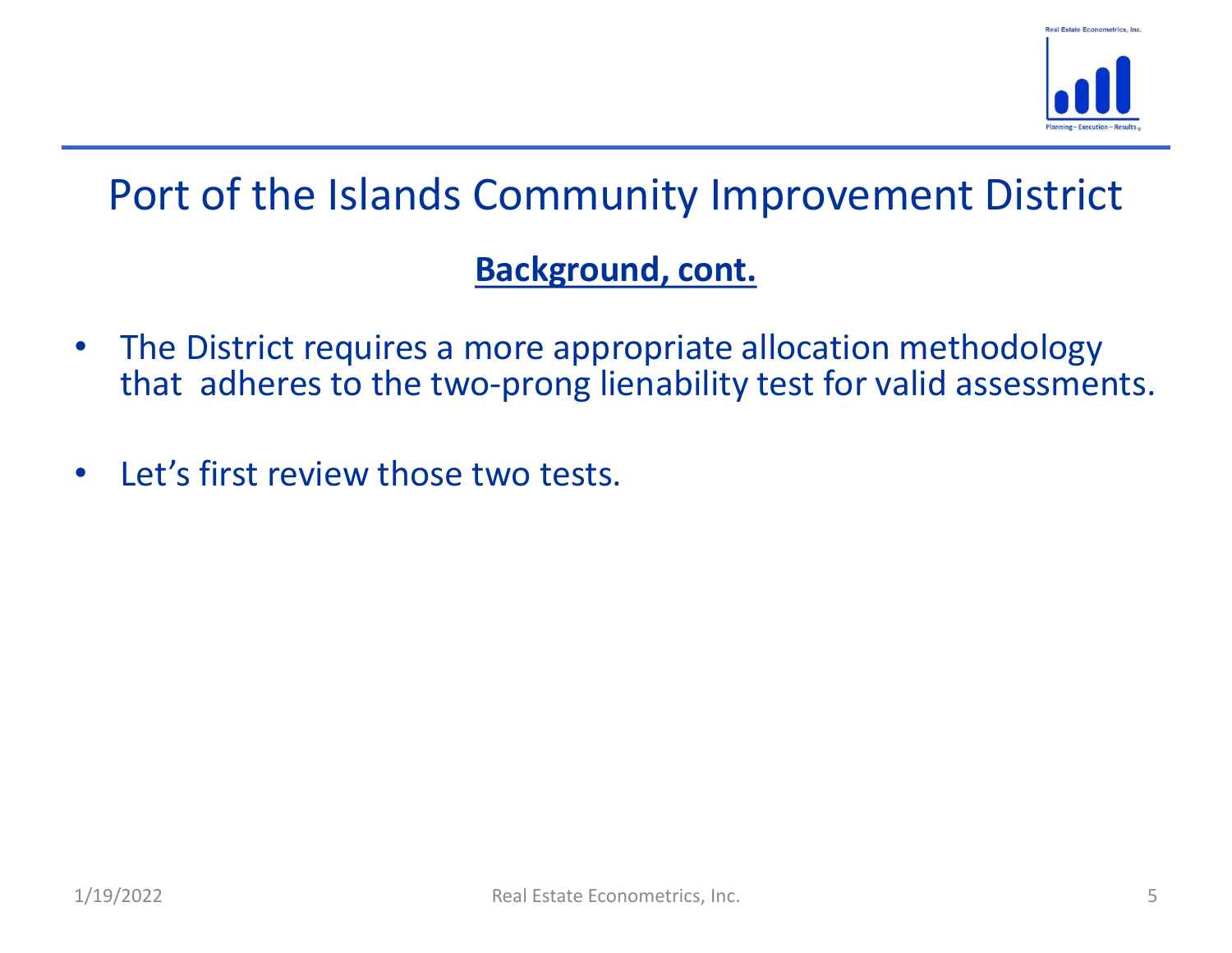# Port of the Islands Community Improvement District

## Background, cont.

- The District requires a more appropriate allocation methodology that adheres to the two-prong lienability test for valid assessments.
- Let's first review those two tests.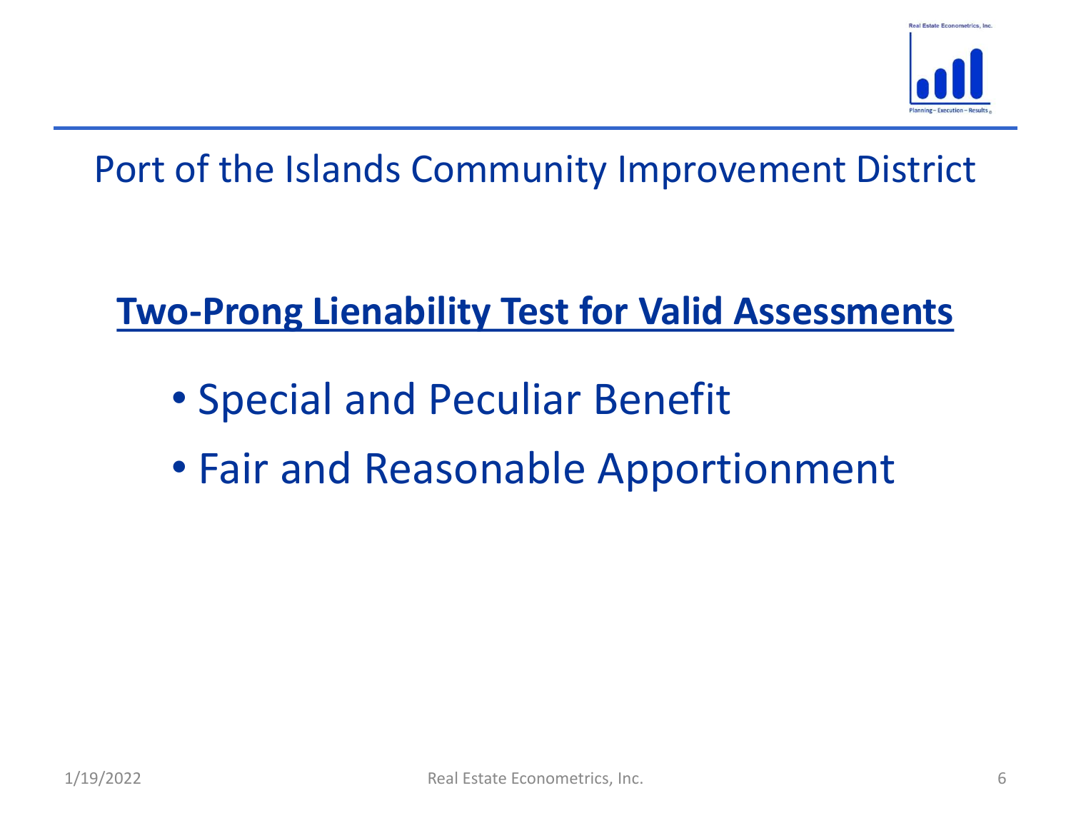# Port of the Islands Community Improvement District

## Two-Prong Lienability Test for Valid Assessments

- Special and Peculiar Benefit
- Fair and Reasonable Apportionment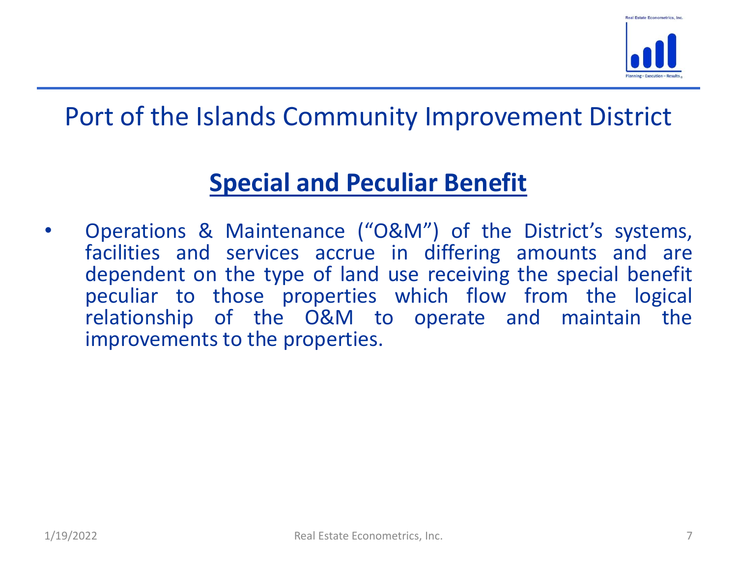# Port of the Islands Community Improvement District

## Special and Peculiar Benefit

- Operations & Maintenance ("O&M") of the District's systems, facilities and services accrue in differing amounts and are dependent on the type of land use receiving the special benefit peculiar to those properties which flow from the logical relationship of the O&M to operate and maintain the improvements to the properties.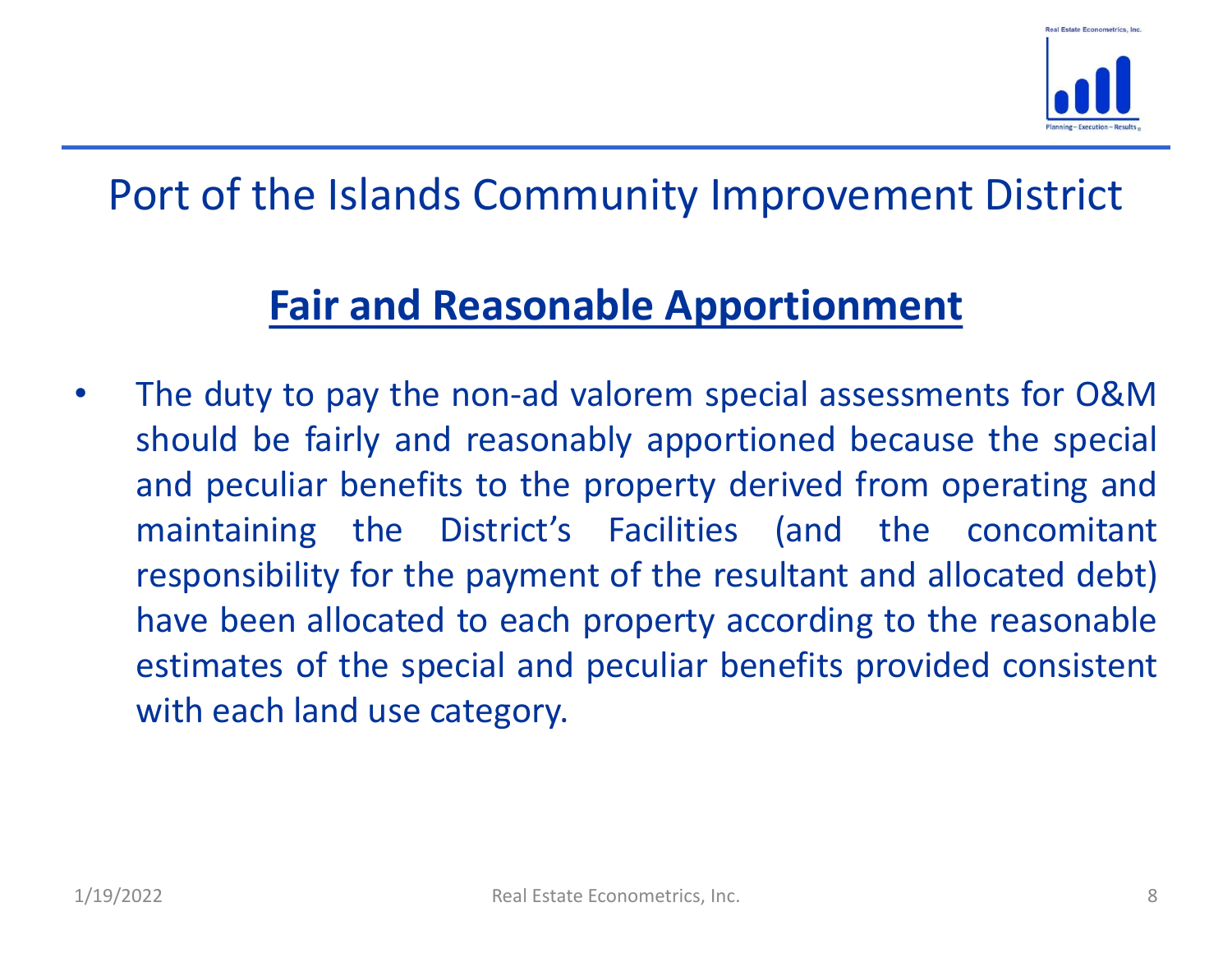# Port of the Islands Community Improvement District

## Fair and Reasonable Apportionment

- The duty to pay the non-ad valorem special assessments for O&M should be fairly and reasonably apportioned because the special and peculiar benefits to the property derived from operating and maintaining the District's Facilities (and the concomitant responsibility for the payment of the resultant and allocated debt) have been allocated to each property according to the reasonable estimates of the special and peculiar benefits provided consistent with each land use category.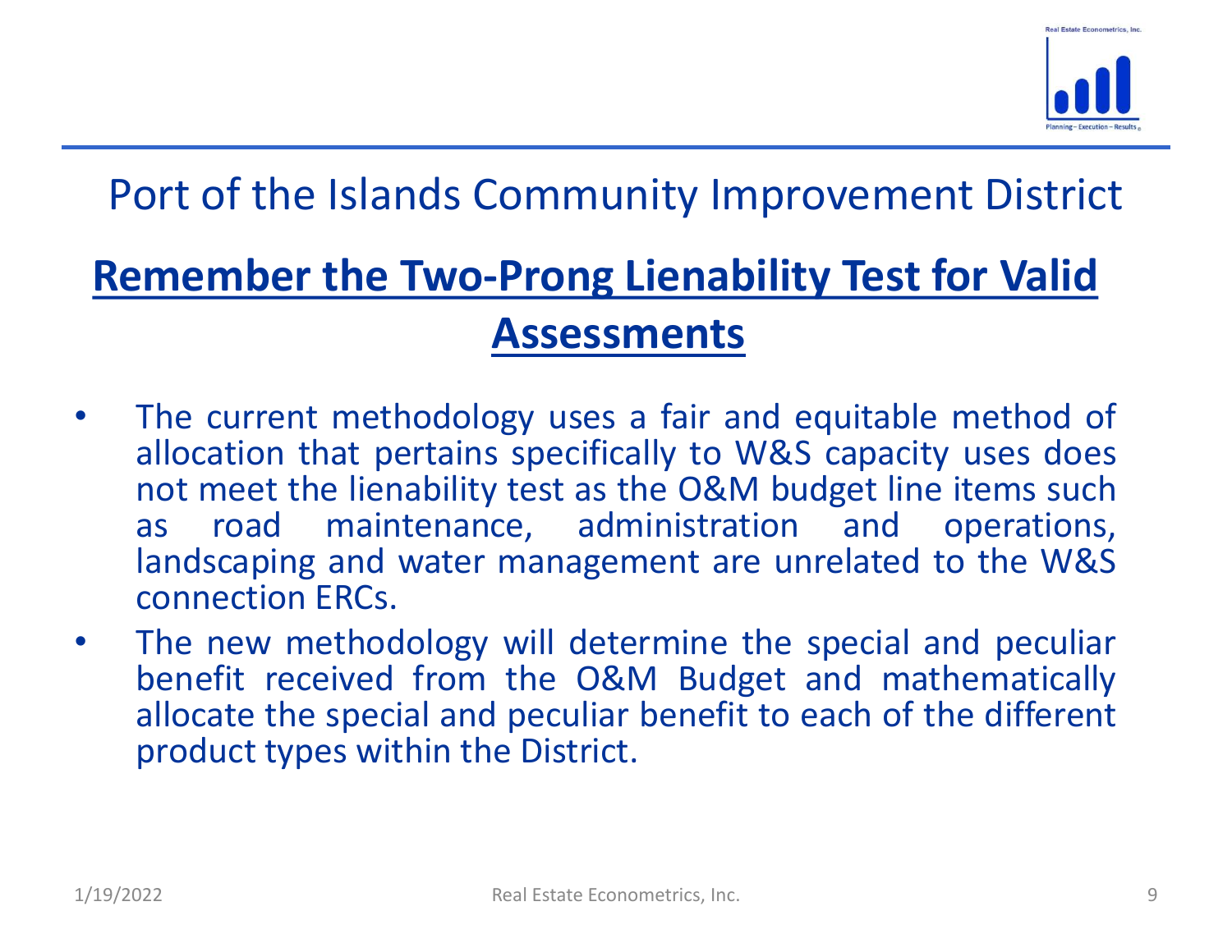# Port of the Islands Community Improvement District

## Remember the Two-Prong Lienability Test for Valid Assessments

- The current methodology uses a fair and equitable method of allocation that pertains specifically to W&S capacity uses does not meet the lienability test as the O&M budget line items such as road maintenance, administration and operations, landscaping and water management are unrelated to the W&S connection ERCs.
- The new methodology will determine the special and peculiar benefit received from the O&M Budget and mathematically allocate the special and peculiar benefit to each of the different product types within the District.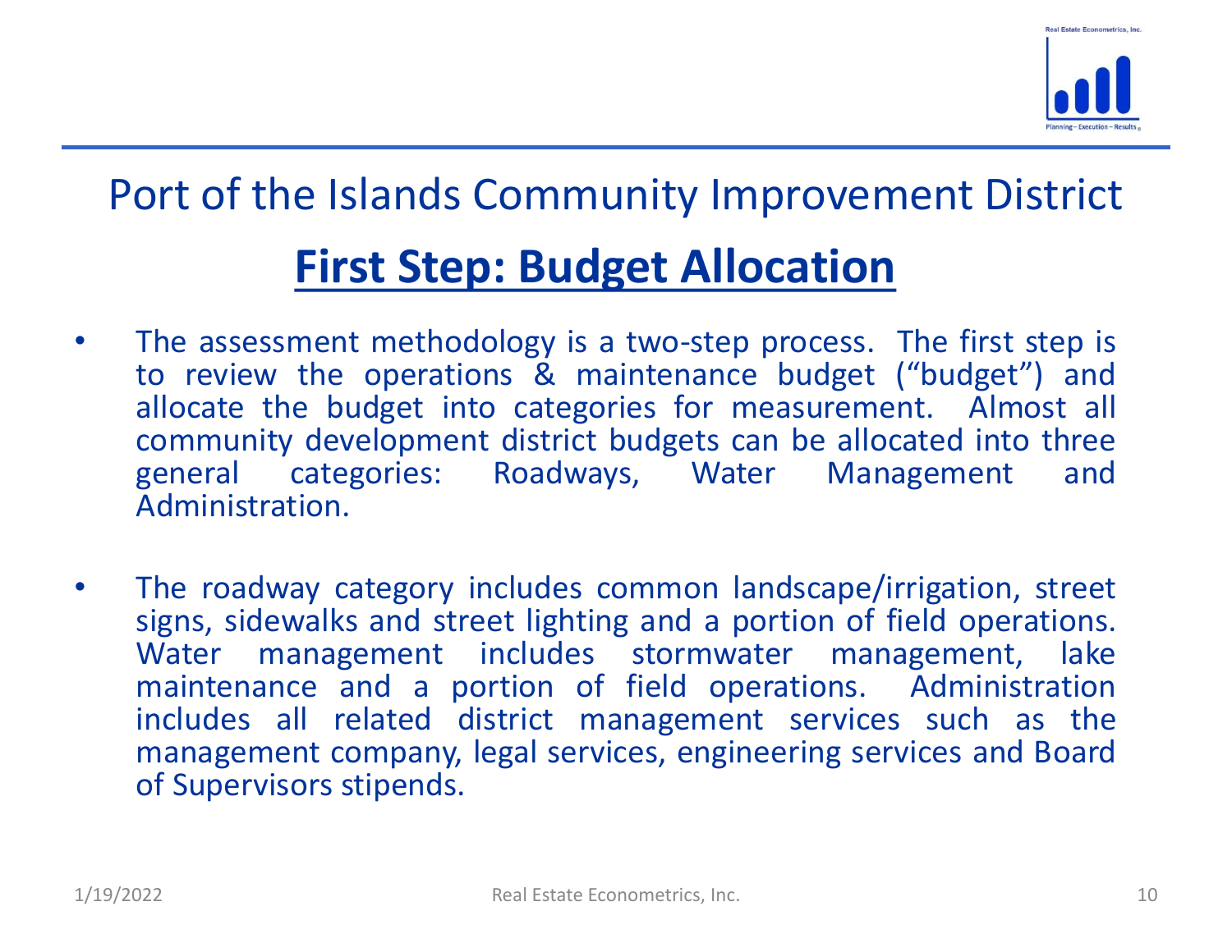# Port of the Islands Community Improvement District

## First Step: Budget Allocation

- The assessment methodology is a two-step process. The first step is to review the operations & maintenance budget ("budget") and allocate the budget into categories for measurement. Almost all community development district budgets can be allocated into three general categories: Roadways, Water Management and Administration.

- The roadway category includes common landscape/irrigation, street signs, sidewalks and street lighting and a portion of field operations. Water management includes stormwater management, lake maintenance and a portion of field operations. Administration includes all related district management services such as the management company, legal services, engineering services and Board of Supervisors stipends.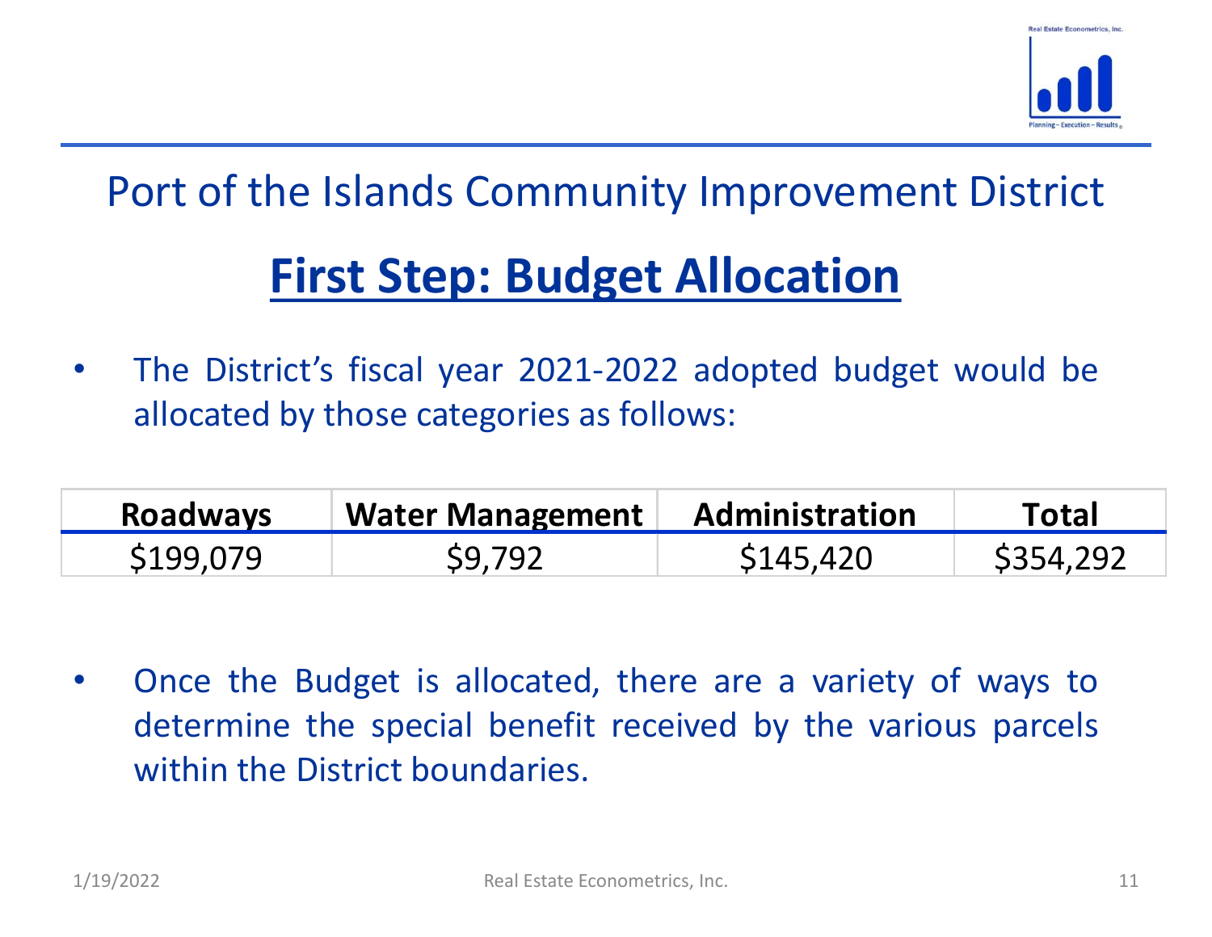Port of the Islands Community Improvement District

## First Step: Budget Allocation

- The District's fiscal year 2021-2022 adopted budget would be allocated by those categories as follows:

| Roadways | Water Management | Administration | Total |
|---|---|---|---|
| $199,079 | $9,792 | $145,420 | $354,292 |

- Once the Budget is allocated, there are a variety of ways to determine the special benefit received by the various parcels within the District boundaries.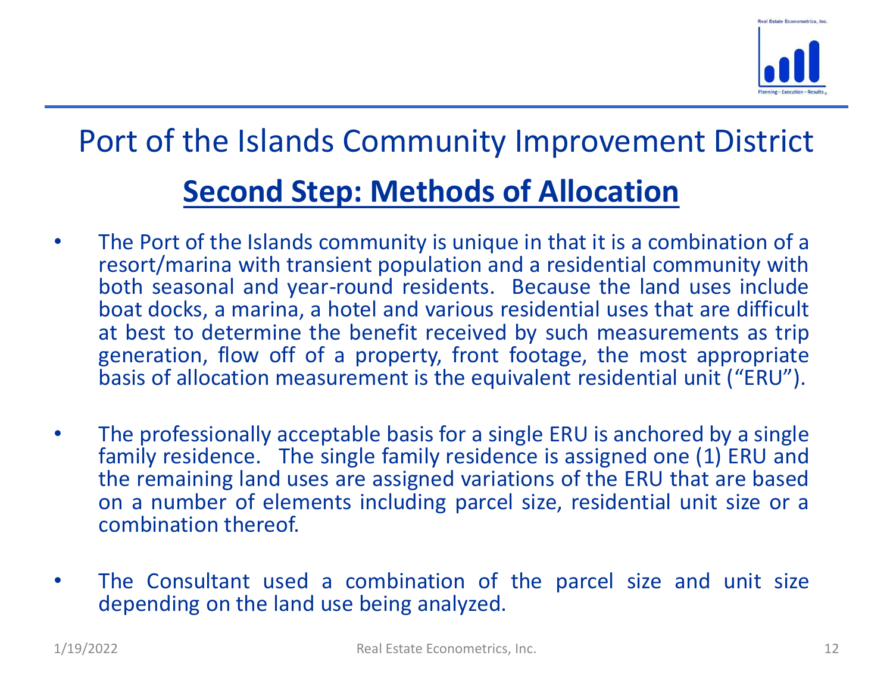# Port of the Islands Community Improvement District

## Second Step: Methods of Allocation

- The Port of the Islands community is unique in that it is a combination of a resort/marina with transient population and a residential community with both seasonal and year-round residents. Because the land uses include boat docks, a marina, a hotel and various residential uses that are difficult at best to determine the benefit received by such measurements as trip generation, flow off of a property, front footage, the most appropriate basis of allocation measurement is the equivalent residential unit ("ERU").

- The professionally acceptable basis for a single ERU is anchored by a single family residence. The single family residence is assigned one (1) ERU and the remaining land uses are assigned variations of the ERU that are based on a number of elements including parcel size, residential unit size or a combination thereof.

- The Consultant used a combination of the parcel size and unit size depending on the land use being analyzed.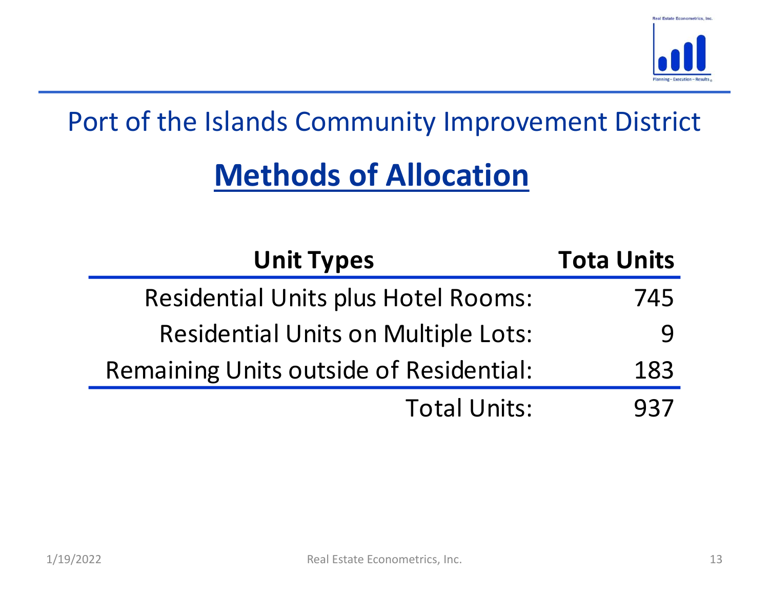Port of the Islands Community Improvement District

## Methods of Allocation

| Unit Types | Tota Units |
| --- | --- |
| Residential Units plus Hotel Rooms: | 745 |
| Residential Units on Multiple Lots: | 9 |
| Remaining Units outside of Residential: | 183 |
| Total Units: | 937 |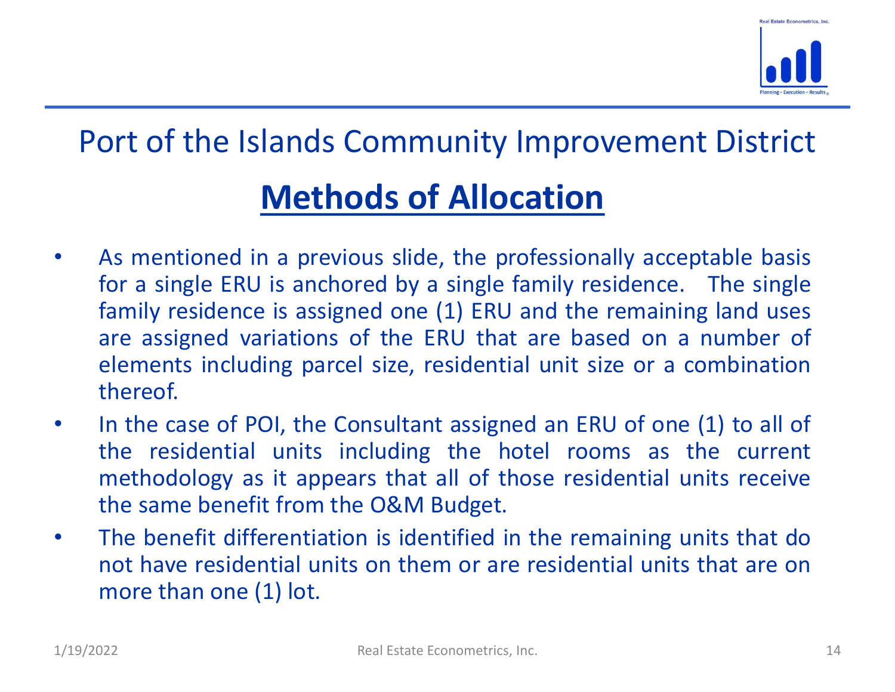# Port of the Islands Community Improvement District

## Methods of Allocation

- As mentioned in a previous slide, the professionally acceptable basis for a single ERU is anchored by a single family residence. The single family residence is assigned one (1) ERU and the remaining land uses are assigned variations of the ERU that are based on a number of elements including parcel size, residential unit size or a combination thereof.
- In the case of POI, the Consultant assigned an ERU of one (1) to all of the residential units including the hotel rooms as the current methodology as it appears that all of those residential units receive the same benefit from the O&M Budget.
- The benefit differentiation is identified in the remaining units that do not have residential units on them or are residential units that are on more than one (1) lot.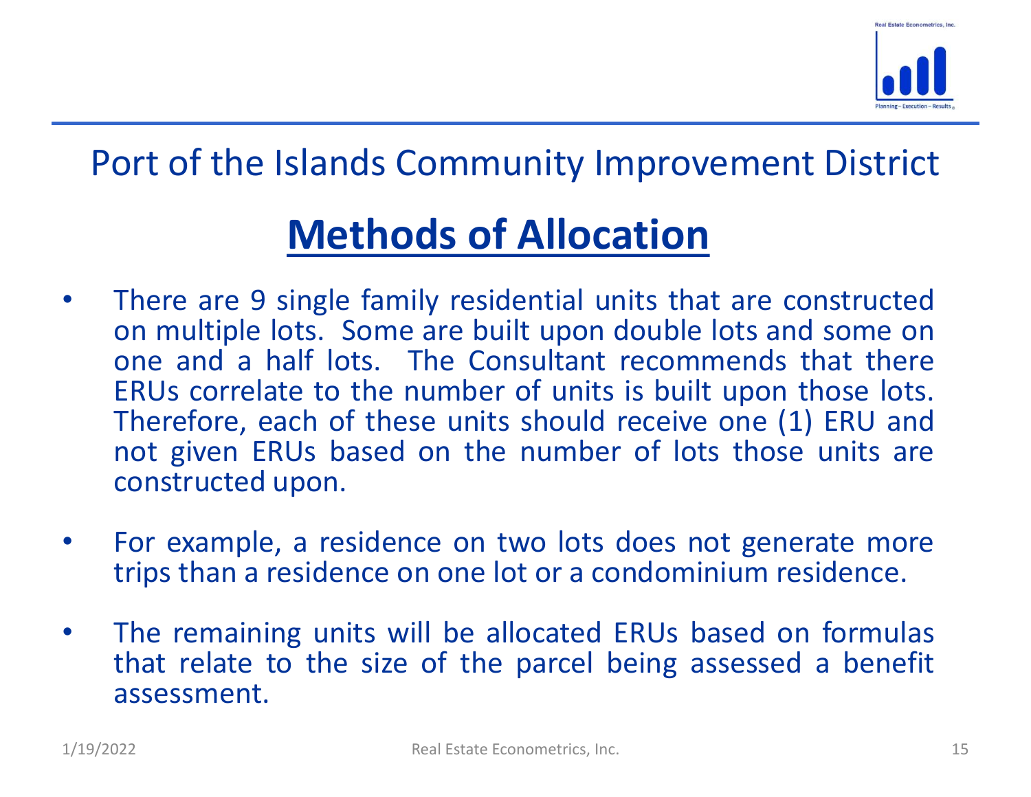Port of the Islands Community Improvement District

## Methods of Allocation

- There are 9 single family residential units that are constructed on multiple lots. Some are built upon double lots and some on one and a half lots. The Consultant recommends that there ERUs correlate to the number of units is built upon those lots. Therefore, each of these units should receive one (1) ERU and not given ERUs based on the number of lots those units are constructed upon.

- For example, a residence on two lots does not generate more trips than a residence on one lot or a condominium residence.

- The remaining units will be allocated ERUs based on formulas that relate to the size of the parcel being assessed a benefit assessment.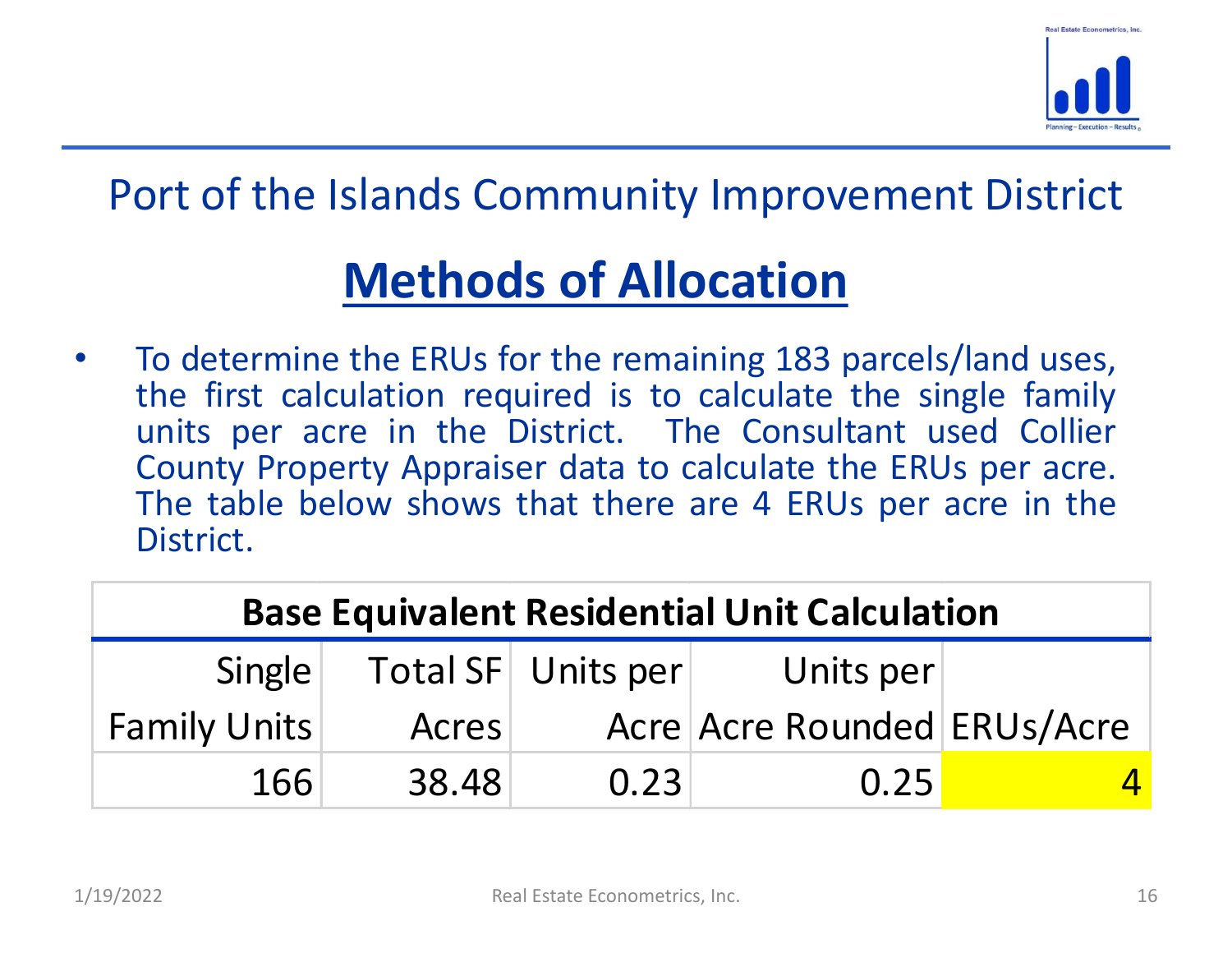## Port of the Islands Community Improvement District

# Methods of Allocation

- To determine the ERUs for the remaining 183 parcels/land uses, the first calculation required is to calculate the single family units per acre in the District. The Consultant used Collier County Property Appraiser data to calculate the ERUs per acre. The table below shows that there are 4 ERUs per acre in the District.

| Base Equivalent Residential Unit Calculation | | | | |
|---|---|---|---|---|
| Single Family Units | Total SF Acres | Units per Acre | Units per Acre Rounded | ERUs/Acre |
| 166 | 38.48 | 0.23 | 0.25 | 4 |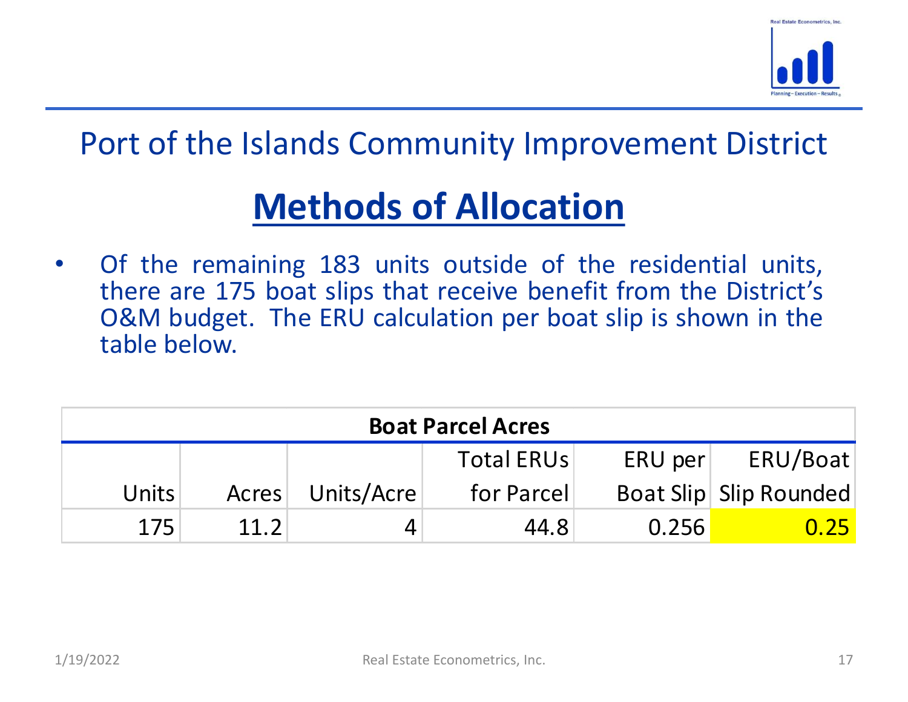# Port of the Islands Community Improvement District

## Methods of Allocation

- Of the remaining 183 units outside of the residential units, there are 175 boat slips that receive benefit from the District's O&M budget. The ERU calculation per boat slip is shown in the table below.

| Boat Parcel Acres | | | | | |
|---|---|---|---|---|---|
| Units | Acres | Units/Acre | Total ERUs for Parcel | ERU per Boat Slip | ERU/Boat Slip Rounded |
| 175 | 11.2 | 4 | 44.8 | 0.256 | 0.25 |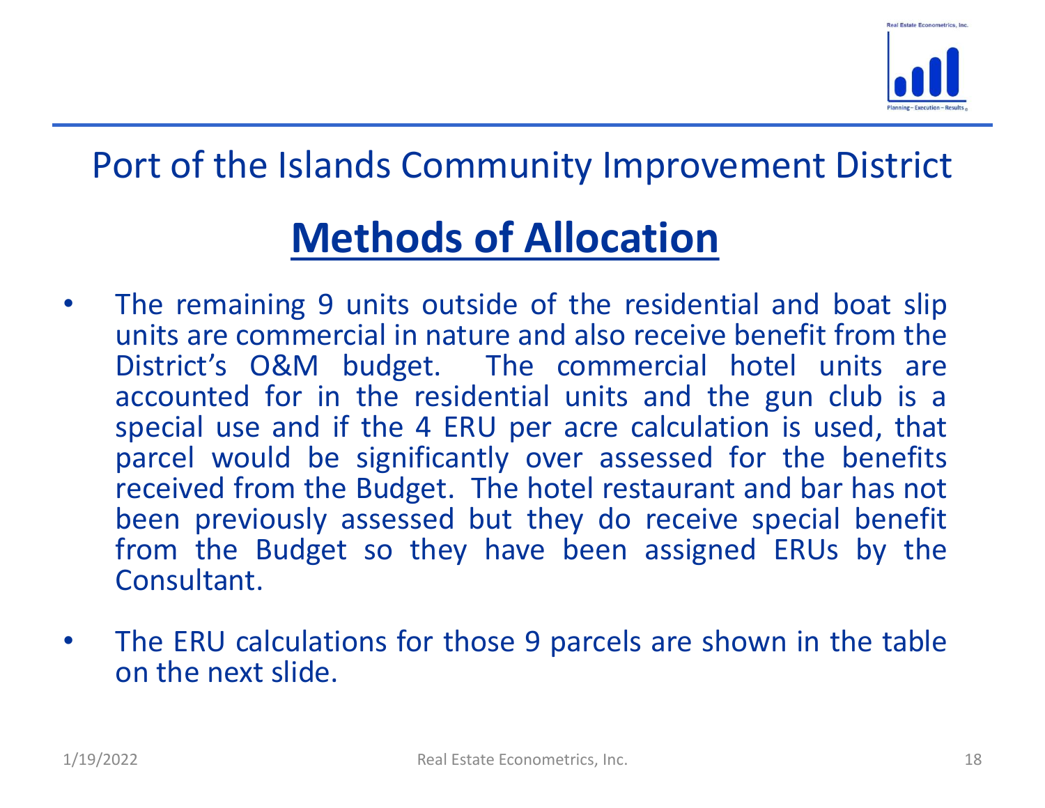Port of the Islands Community Improvement District

# Methods of Allocation

- The remaining 9 units outside of the residential and boat slip units are commercial in nature and also receive benefit from the District's O&M budget. The commercial hotel units are accounted for in the residential units and the gun club is a special use and if the 4 ERU per acre calculation is used, that parcel would be significantly over assessed for the benefits received from the Budget. The hotel restaurant and bar has not been previously assessed but they do receive special benefit from the Budget so they have been assigned ERUs by the Consultant.
- The ERU calculations for those 9 parcels are shown in the table on the next slide.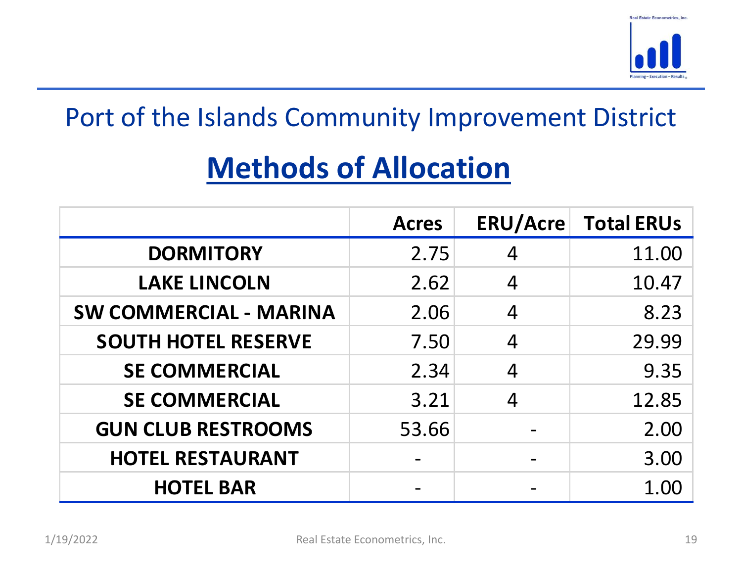## Port of the Islands Community Improvement District

# Methods of Allocation

| | Acres | ERU/Acre | Total ERUs |
|---|---|---|---|
| DORMITORY | 2.75 | 4 | 11.00 |
| LAKE LINCOLN | 2.62 | 4 | 10.47 |
| SW COMMERCIAL - MARINA | 2.06 | 4 | 8.23 |
| SOUTH HOTEL RESERVE | 7.50 | 4 | 29.99 |
| SE COMMERCIAL | 2.34 | 4 | 9.35 |
| SE COMMERCIAL | 3.21 | 4 | 12.85 |
| GUN CLUB RESTROOMS | 53.66 | - | 2.00 |
| HOTEL RESTAURANT | - | - | 3.00 |
| HOTEL BAR | - | - | 1.00 |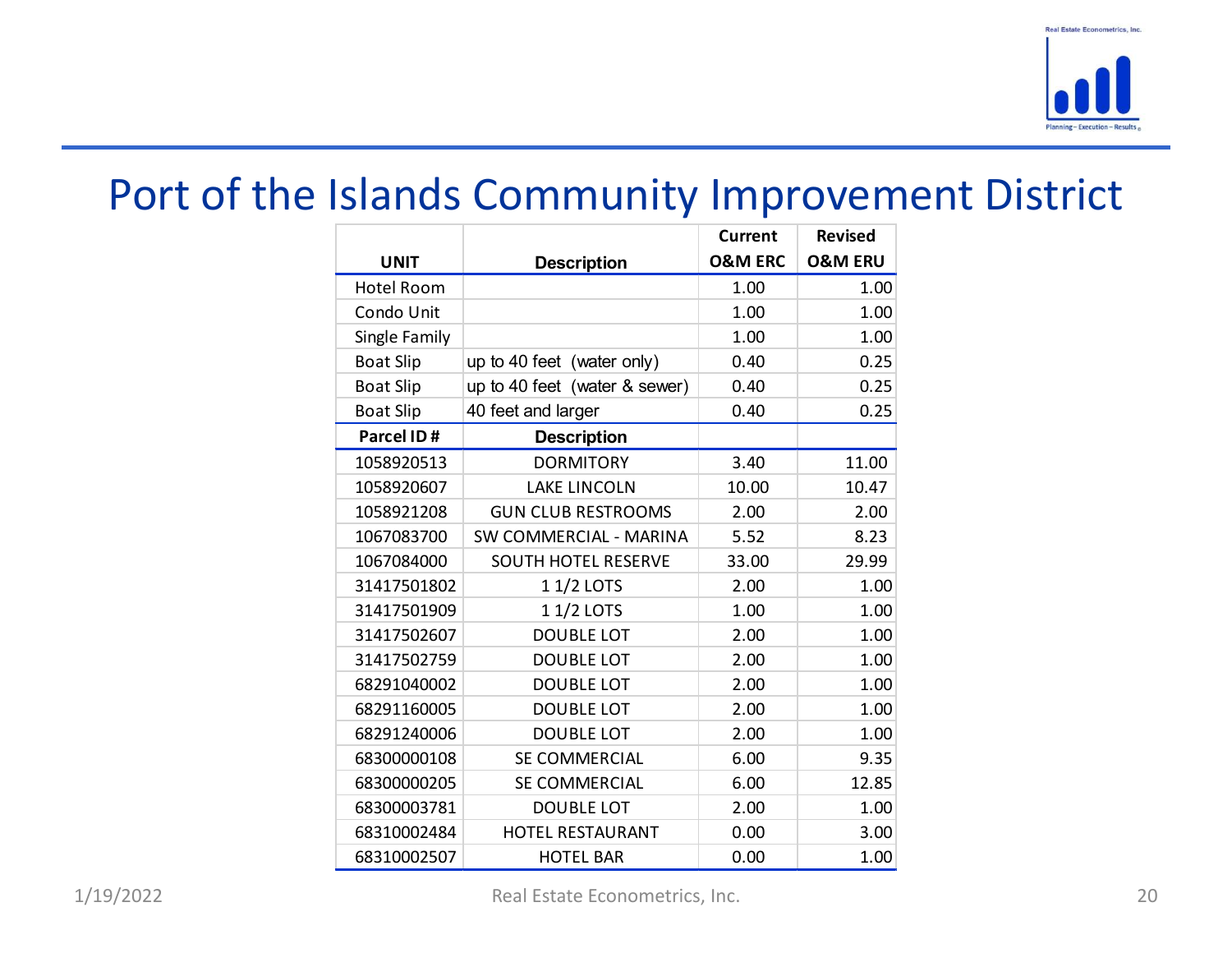# Port of the Islands Community Improvement District

| UNIT | Description | Current O&M ERC | Revised O&M ERU |
|---|---|---|---|
| Hotel Room | | 1.00 | 1.00 |
| Condo Unit | | 1.00 | 1.00 |
| Single Family | | 1.00 | 1.00 |
| Boat Slip | up to 40 feet (water only) | 0.40 | 0.25 |
| Boat Slip | up to 40 feet (water & sewer) | 0.40 | 0.25 |
| Boat Slip | 40 feet and larger | 0.40 | 0.25 |
| **Parcel ID #** | **Description** | | |
| 1058920513 | DORMITORY | 3.40 | 11.00 |
| 1058920607 | LAKE LINCOLN | 10.00 | 10.47 |
| 1058921208 | GUN CLUB RESTROOMS | 2.00 | 2.00 |
| 1067083700 | SW COMMERCIAL - MARINA | 5.52 | 8.23 |
| 1067084000 | SOUTH HOTEL RESERVE | 33.00 | 29.99 |
| 31417501802 | 1 1/2 LOTS | 2.00 | 1.00 |
| 31417501909 | 1 1/2 LOTS | 1.00 | 1.00 |
| 31417502607 | DOUBLE LOT | 2.00 | 1.00 |
| 31417502759 | DOUBLE LOT | 2.00 | 1.00 |
| 68291040002 | DOUBLE LOT | 2.00 | 1.00 |
| 68291160005 | DOUBLE LOT | 2.00 | 1.00 |
| 68291240006 | DOUBLE LOT | 2.00 | 1.00 |
| 68300000108 | SE COMMERCIAL | 6.00 | 9.35 |
| 68300000205 | SE COMMERCIAL | 6.00 | 12.85 |
| 68300003781 | DOUBLE LOT | 2.00 | 1.00 |
| 68310002484 | HOTEL RESTAURANT | 0.00 | 3.00 |
| 68310002507 | HOTEL BAR | 0.00 | 1.00 |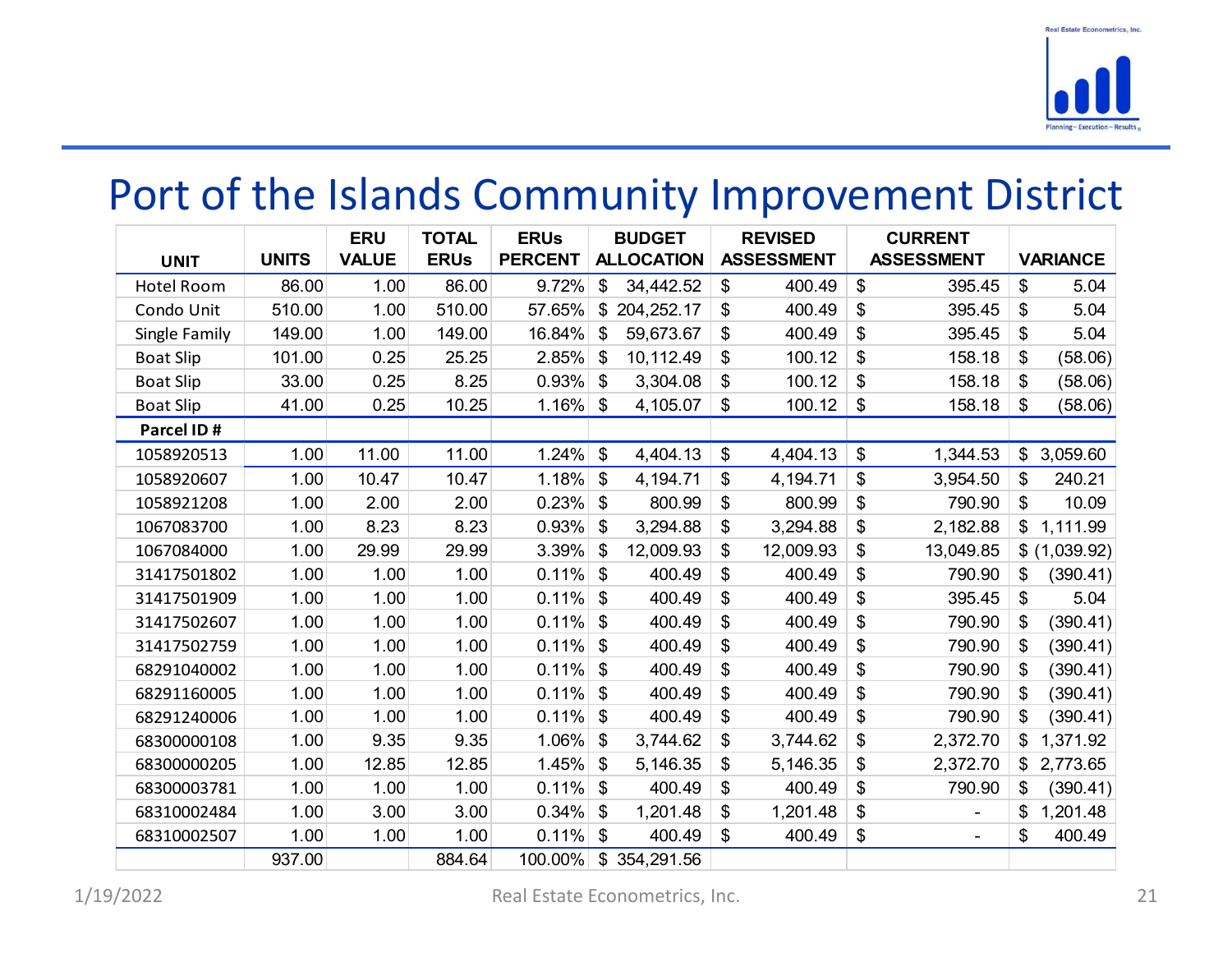# Port of the Islands Community Improvement District

| UNIT | UNITS | ERU VALUE | TOTAL ERUs | ERUs PERCENT | BUDGET ALLOCATION | REVISED ASSESSMENT | CURRENT ASSESSMENT | VARIANCE |
|---|---|---|---|---|---|---|---|---|
| Hotel Room | 86.00 | 1.00 | 86.00 | 9.72% | $ 34,442.52 | $ 400.49 | $ 395.45 | $ 5.04 |
| Condo Unit | 510.00 | 1.00 | 510.00 | 57.65% | $ 204,252.17 | $ 400.49 | $ 395.45 | $ 5.04 |
| Single Family | 149.00 | 1.00 | 149.00 | 16.84% | $ 59,673.67 | $ 400.49 | $ 395.45 | $ 5.04 |
| Boat Slip | 101.00 | 0.25 | 25.25 | 2.85% | $ 10,112.49 | $ 100.12 | $ 158.18 | $ (58.06) |
| Boat Slip | 33.00 | 0.25 | 8.25 | 0.93% | $ 3,304.08 | $ 100.12 | $ 158.18 | $ (58.06) |
| Boat Slip | 41.00 | 0.25 | 10.25 | 1.16% | $ 4,105.07 | $ 100.12 | $ 158.18 | $ (58.06) |
| **Parcel ID #** | | | | | | | | |
| 1058920513 | 1.00 | 11.00 | 11.00 | 1.24% | $ 4,404.13 | $ 4,404.13 | $ 1,344.53 | $ 3,059.60 |
| 1058920607 | 1.00 | 10.47 | 10.47 | 1.18% | $ 4,194.71 | $ 4,194.71 | $ 3,954.50 | $ 240.21 |
| 1058921208 | 1.00 | 2.00 | 2.00 | 0.23% | $ 800.99 | $ 800.99 | $ 790.90 | $ 10.09 |
| 1067083700 | 1.00 | 8.23 | 8.23 | 0.93% | $ 3,294.88 | $ 3,294.88 | $ 2,182.88 | $ 1,111.99 |
| 1067084000 | 1.00 | 29.99 | 29.99 | 3.39% | $ 12,009.93 | $ 12,009.93 | $ 13,049.85 | $ (1,039.92) |
| 31417501802 | 1.00 | 1.00 | 1.00 | 0.11% | $ 400.49 | $ 400.49 | $ 790.90 | $ (390.41) |
| 31417501909 | 1.00 | 1.00 | 1.00 | 0.11% | $ 400.49 | $ 400.49 | $ 395.45 | $ 5.04 |
| 31417502607 | 1.00 | 1.00 | 1.00 | 0.11% | $ 400.49 | $ 400.49 | $ 790.90 | $ (390.41) |
| 31417502759 | 1.00 | 1.00 | 1.00 | 0.11% | $ 400.49 | $ 400.49 | $ 790.90 | $ (390.41) |
| 68291040002 | 1.00 | 1.00 | 1.00 | 0.11% | $ 400.49 | $ 400.49 | $ 790.90 | $ (390.41) |
| 68291160005 | 1.00 | 1.00 | 1.00 | 0.11% | $ 400.49 | $ 400.49 | $ 790.90 | $ (390.41) |
| 68291240006 | 1.00 | 1.00 | 1.00 | 0.11% | $ 400.49 | $ 400.49 | $ 790.90 | $ (390.41) |
| 68300000108 | 1.00 | 9.35 | 9.35 | 1.06% | $ 3,744.62 | $ 3,744.62 | $ 2,372.70 | $ 1,371.92 |
| 68300000205 | 1.00 | 12.85 | 12.85 | 1.45% | $ 5,146.35 | $ 5,146.35 | $ 2,372.70 | $ 2,773.65 |
| 68300003781 | 1.00 | 1.00 | 1.00 | 0.11% | $ 400.49 | $ 400.49 | $ 790.90 | $ (390.41) |
| 68310002484 | 1.00 | 3.00 | 3.00 | 0.34% | $ 1,201.48 | $ 1,201.48 | $ - | $ 1,201.48 |
| 68310002507 | 1.00 | 1.00 | 1.00 | 0.11% | $ 400.49 | $ 400.49 | $ - | $ 400.49 |
| | 937.00 | | 884.64 | 100.00% | $ 354,291.56 | | | |

1/19/2022 Real Estate Econometrics, Inc.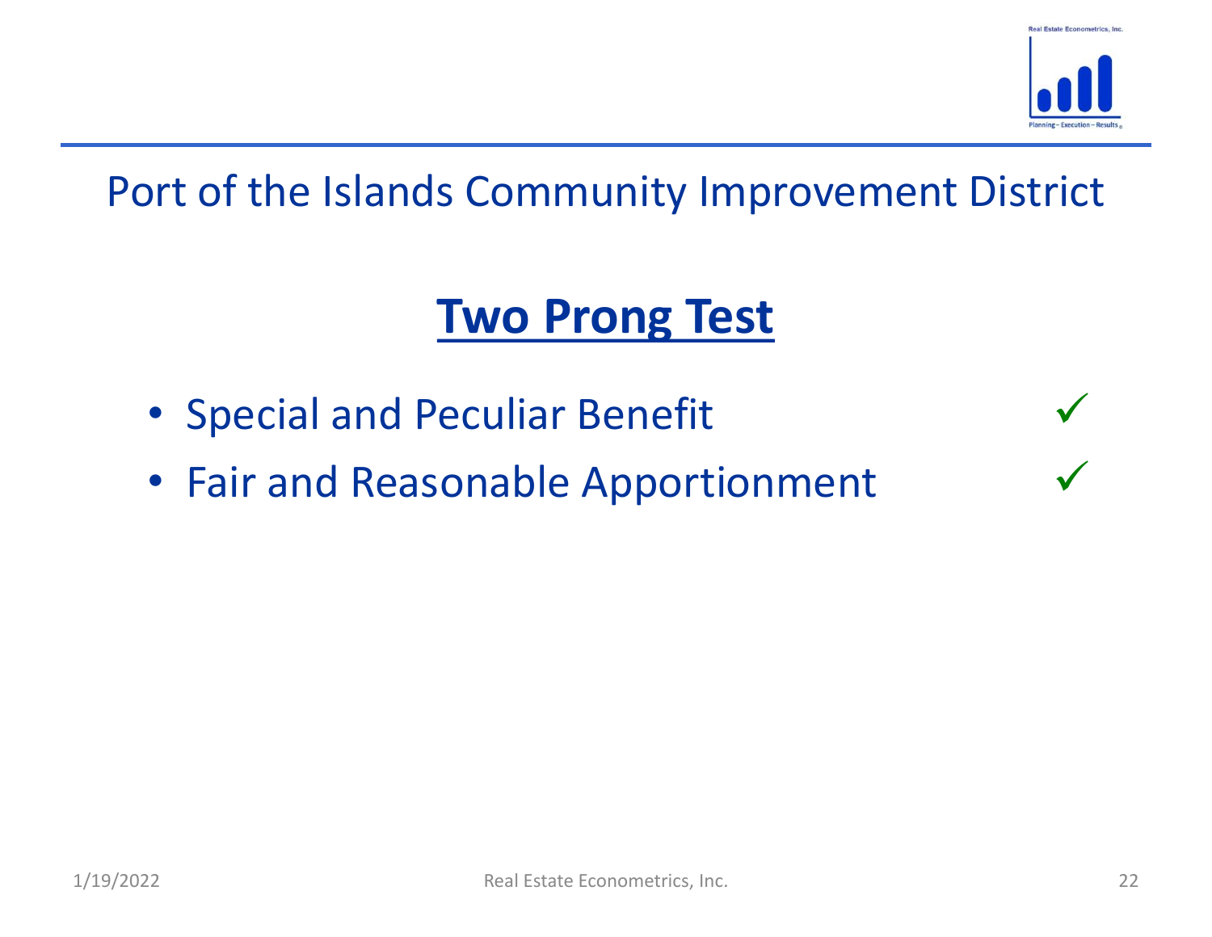# Port of the Islands Community Improvement District

## Two Prong Test

- Special and Peculiar Benefit ✓
- Fair and Reasonable Apportionment ✓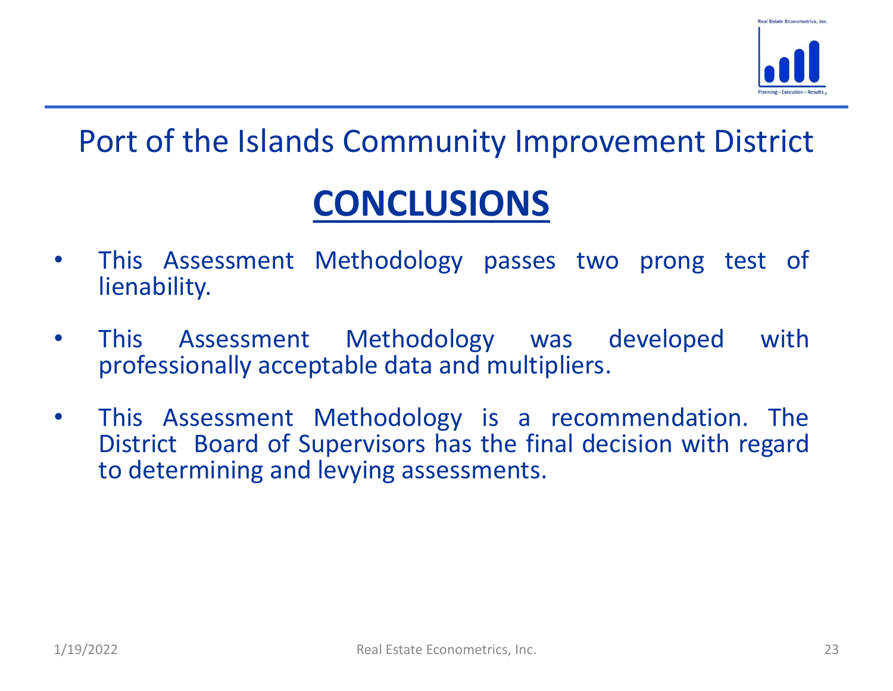# Port of the Islands Community Improvement District

## CONCLUSIONS

- This Assessment Methodology passes two prong test of lienability.
- This Assessment Methodology was developed with professionally acceptable data and multipliers.
- This Assessment Methodology is a recommendation. The District Board of Supervisors has the final decision with regard to determining and levying assessments.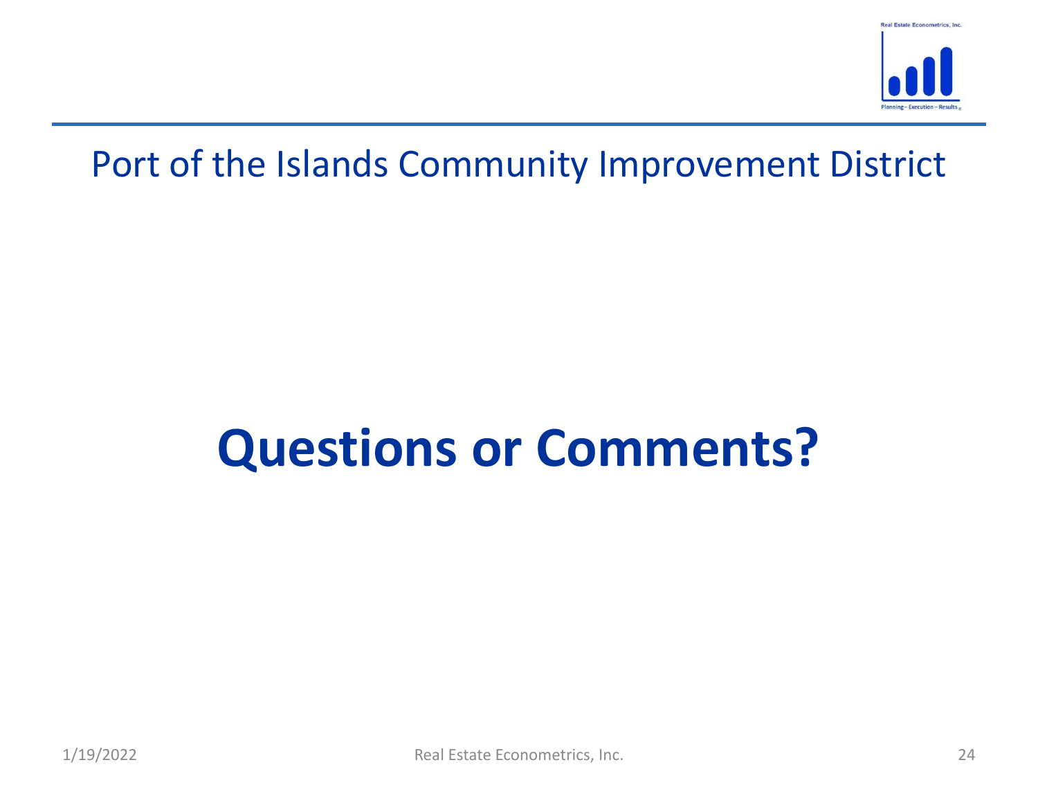Port of the Islands Community Improvement District

# Questions or Comments?